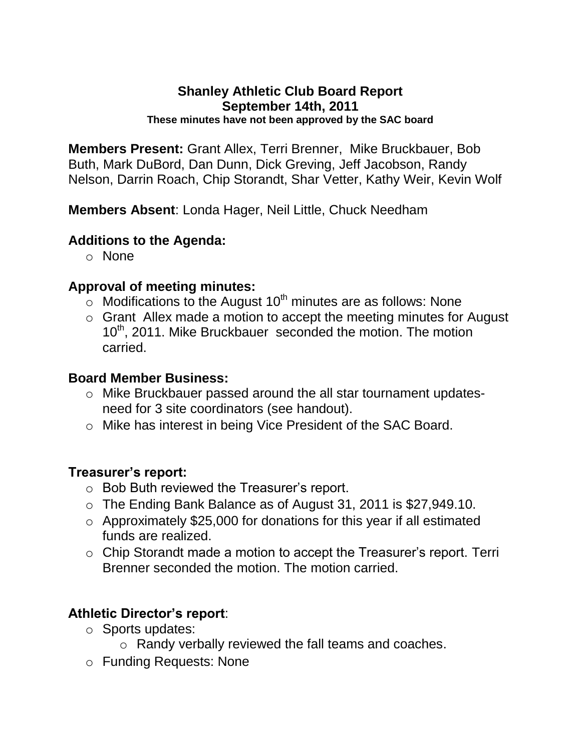# Shanley Athletic Club Board Report

## September 14th, 2011

**These minutes have not been approved by the SAC board**

**Members Present:** Grant Allex, Terri Brenner, Mike Bruckbauer, Bob Buth, Mark DuBord, Dan Dunn, Dick Greving, Jeff Jacobson, Randy Nelson, Darrin Roach, Chip Storandt, Shar Vetter, Kathy Weir, Kevin Wolf

**Members Absent**: Londa Hager, Neil Little, Chuck Needham

### Additions to the Agenda:

- None

### Approval of meeting minutes:

- Modifications to the August 10th minutes are as follows: None
- Grant Allex made a motion to accept the meeting minutes for August 10th, 2011. Mike Bruckbauer seconded the motion. The motion carried.

### Board Member Business:

- Mike Bruckbauer passed around the all star tournament updates- need for 3 site coordinators (see handout).
- Mike has interest in being Vice President of the SAC Board.

### Treasurer's report:

- Bob Buth reviewed the Treasurer's report.
- The Ending Bank Balance as of August 31, 2011 is $27,949.10.
- Approximately $25,000 for donations for this year if all estimated funds are realized.
- Chip Storandt made a motion to accept the Treasurer's report. Terri Brenner seconded the motion. The motion carried.

### Athletic Director's report:

- Sports updates:
  - Randy verbally reviewed the fall teams and coaches.
- Funding Requests: None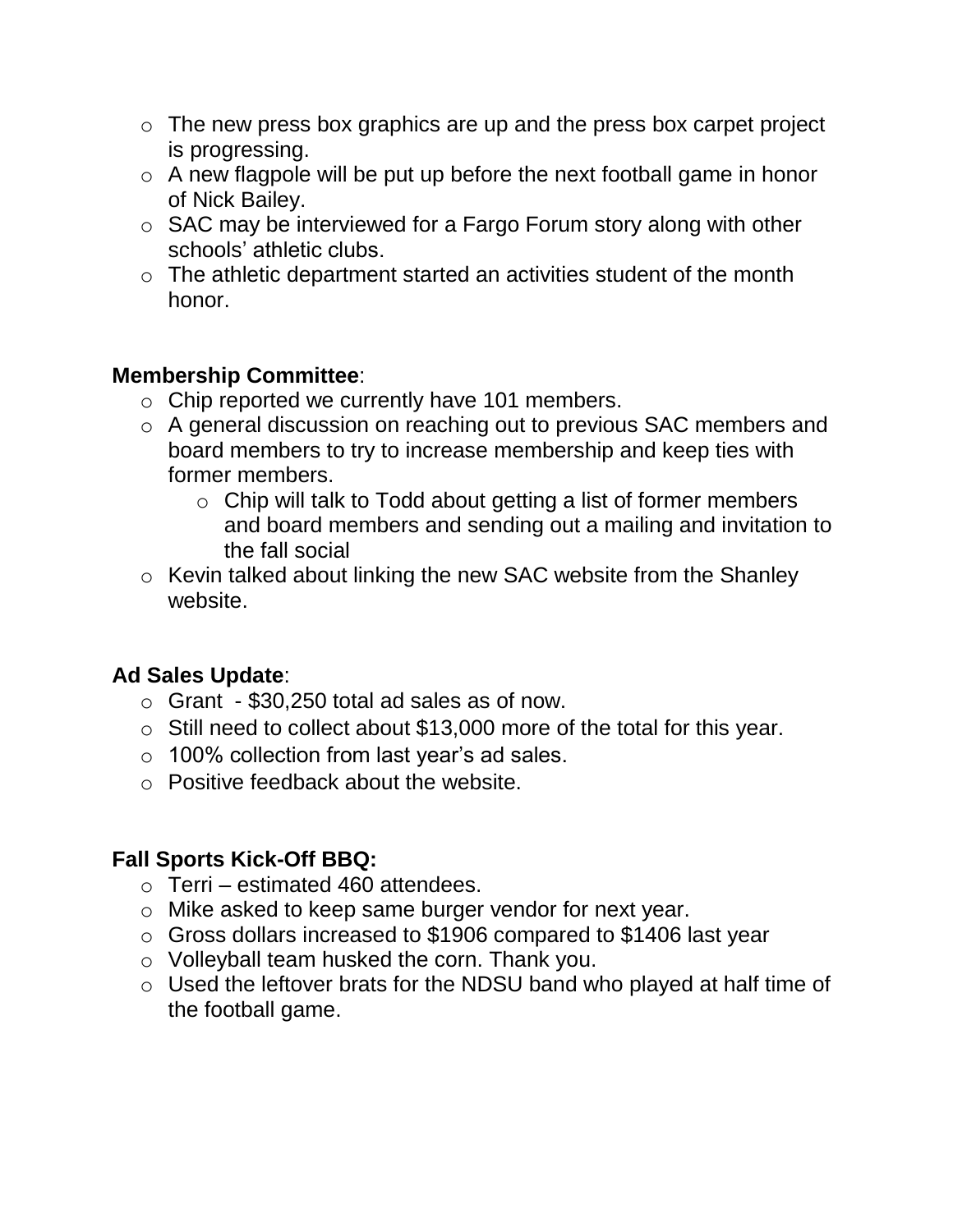- The new press box graphics are up and the press box carpet project is progressing.
- A new flagpole will be put up before the next football game in honor of Nick Bailey.
- SAC may be interviewed for a Fargo Forum story along with other schools' athletic clubs.
- The athletic department started an activities student of the month honor.

**Membership Committee**:

- Chip reported we currently have 101 members.
- A general discussion on reaching out to previous SAC members and board members to try to increase membership and keep ties with former members.
  - Chip will talk to Todd about getting a list of former members and board members and sending out a mailing and invitation to the fall social
- Kevin talked about linking the new SAC website from the Shanley website.

**Ad Sales Update**:

- Grant - $30,250 total ad sales as of now.
- Still need to collect about $13,000 more of the total for this year.
- 100% collection from last year's ad sales.
- Positive feedback about the website.

**Fall Sports Kick-Off BBQ:**

- Terri – estimated 460 attendees.
- Mike asked to keep same burger vendor for next year.
- Gross dollars increased to $1906 compared to $1406 last year
- Volleyball team husked the corn. Thank you.
- Used the leftover brats for the NDSU band who played at half time of the football game.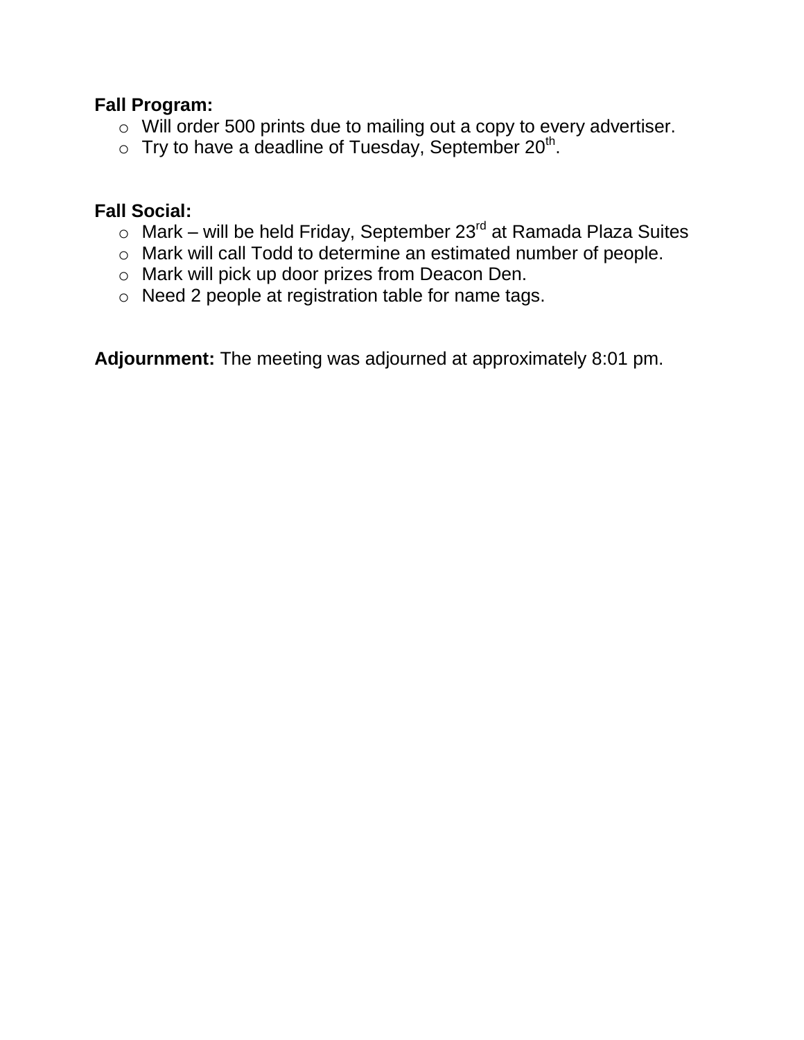**Fall Program:**

- Will order 500 prints due to mailing out a copy to every advertiser.
- Try to have a deadline of Tuesday, September 20th.

**Fall Social:**

- Mark – will be held Friday, September 23rd at Ramada Plaza Suites
- Mark will call Todd to determine an estimated number of people.
- Mark will pick up door prizes from Deacon Den.
- Need 2 people at registration table for name tags.

**Adjournment:** The meeting was adjourned at approximately 8:01 pm.